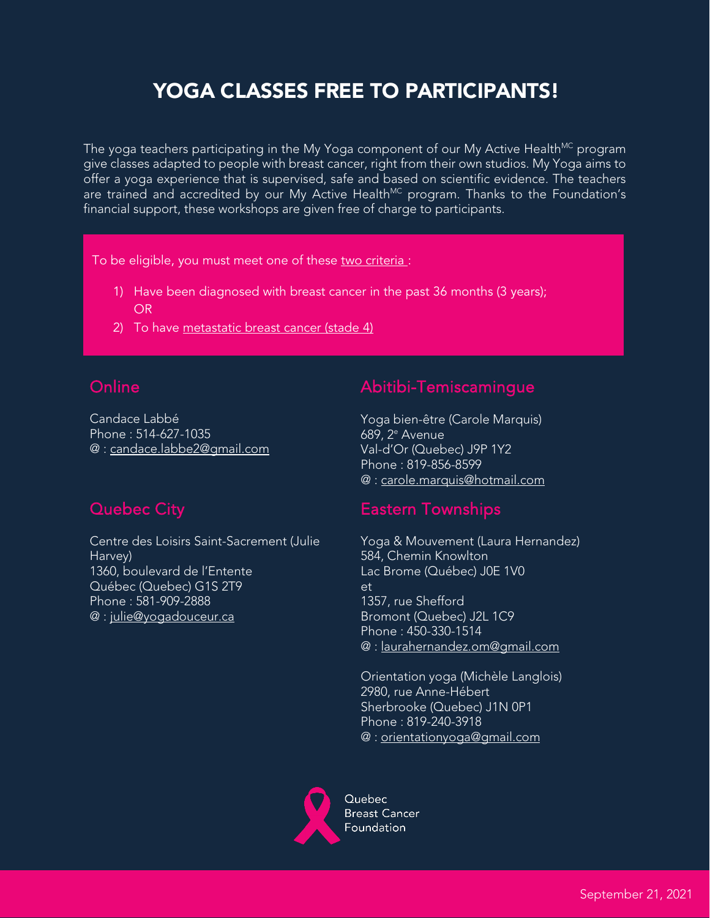# YOGA CLASSES FREE TO PARTICIPANTS!

The yoga teachers participating in the My Yoga component of our My Active Health[MC] program give classes adapted to people with breast cancer, right from their own studios. My Yoga aims to offer a yoga experience that is supervised, safe and based on scientific evidence. The teachers are trained and accredited by our My Active Health[MC] program. Thanks to the Foundation's financial support, these workshops are given free of charge to participants.

To be eligible, you must meet one of these two criteria :

1) Have been diagnosed with breast cancer in the past 36 months (3 years); OR
2) To have metastatic breast cancer (stade 4)

## Online

Candace Labbé
Phone : 514-627-1035
@ : candace.labbe2@gmail.com

## Quebec City

Centre des Loisirs Saint-Sacrement (Julie Harvey)
1360, boulevard de l'Entente
Québec (Quebec) G1S 2T9
Phone : 581-909-2888
@ : julie@yogadouceur.ca

## Abitibi-Temiscamingue

Yoga bien-être (Carole Marquis)
689, 2e Avenue
Val-d'Or (Quebec) J9P 1Y2
Phone : 819-856-8599
@ : carole.marquis@hotmail.com

## Eastern Townships

Yoga & Mouvement (Laura Hernandez)
584, Chemin Knowlton
Lac Brome (Québec) J0E 1V0
et
1357, rue Shefford
Bromont (Quebec) J2L 1C9
Phone : 450-330-1514
@ : laurahernandez.om@gmail.com

Orientation yoga (Michèle Langlois)
2980, rue Anne-Hébert
Sherbrooke (Quebec) J1N 0P1
Phone : 819-240-3918
@ : orientationyoga@gmail.com

Quebec Breast Cancer Foundation

September 21, 2021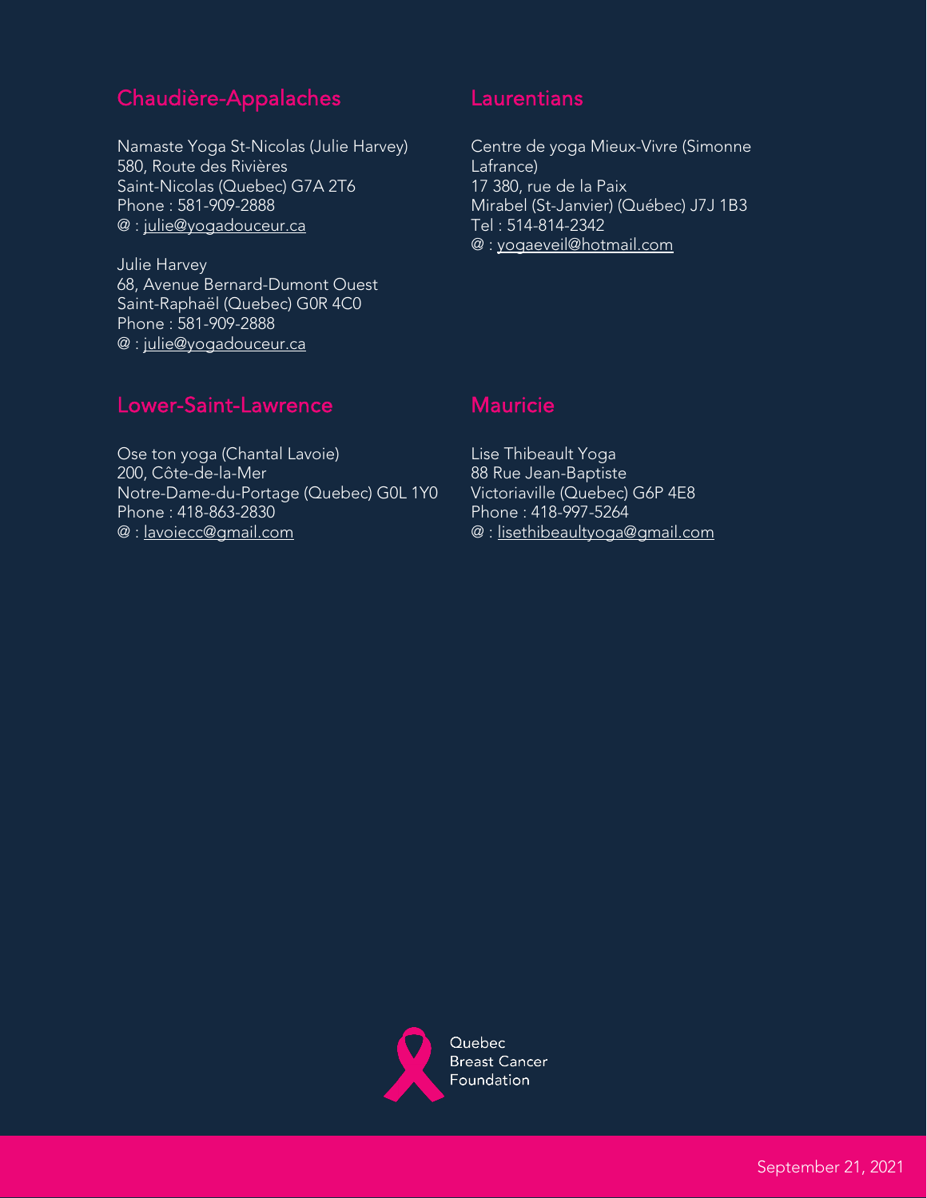## Chaudière-Appalaches

Namaste Yoga St-Nicolas (Julie Harvey)
580, Route des Rivières
Saint-Nicolas (Quebec) G7A 2T6
Phone : 581-909-2888
@ : julie@yogadouceur.ca

Julie Harvey
68, Avenue Bernard-Dumont Ouest
Saint-Raphaël (Quebec) G0R 4C0
Phone : 581-909-2888
@ : julie@yogadouceur.ca

## Laurentians

Centre de yoga Mieux-Vivre (Simonne Lafrance)
17 380, rue de la Paix
Mirabel (St-Janvier) (Québec) J7J 1B3
Tel : 514-814-2342
@ : yogaeveil@hotmail.com

## Lower-Saint-Lawrence

Ose ton yoga (Chantal Lavoie)
200, Côte-de-la-Mer
Notre-Dame-du-Portage (Quebec) G0L 1Y0
Phone : 418-863-2830
@ : lavoiecc@gmail.com

## Mauricie

Lise Thibeault Yoga
88 Rue Jean-Baptiste
Victoriaville (Quebec) G6P 4E8
Phone : 418-997-5264
@ : lisethibeaultyoga@gmail.com

Quebec Breast Cancer Foundation

September 21, 2021